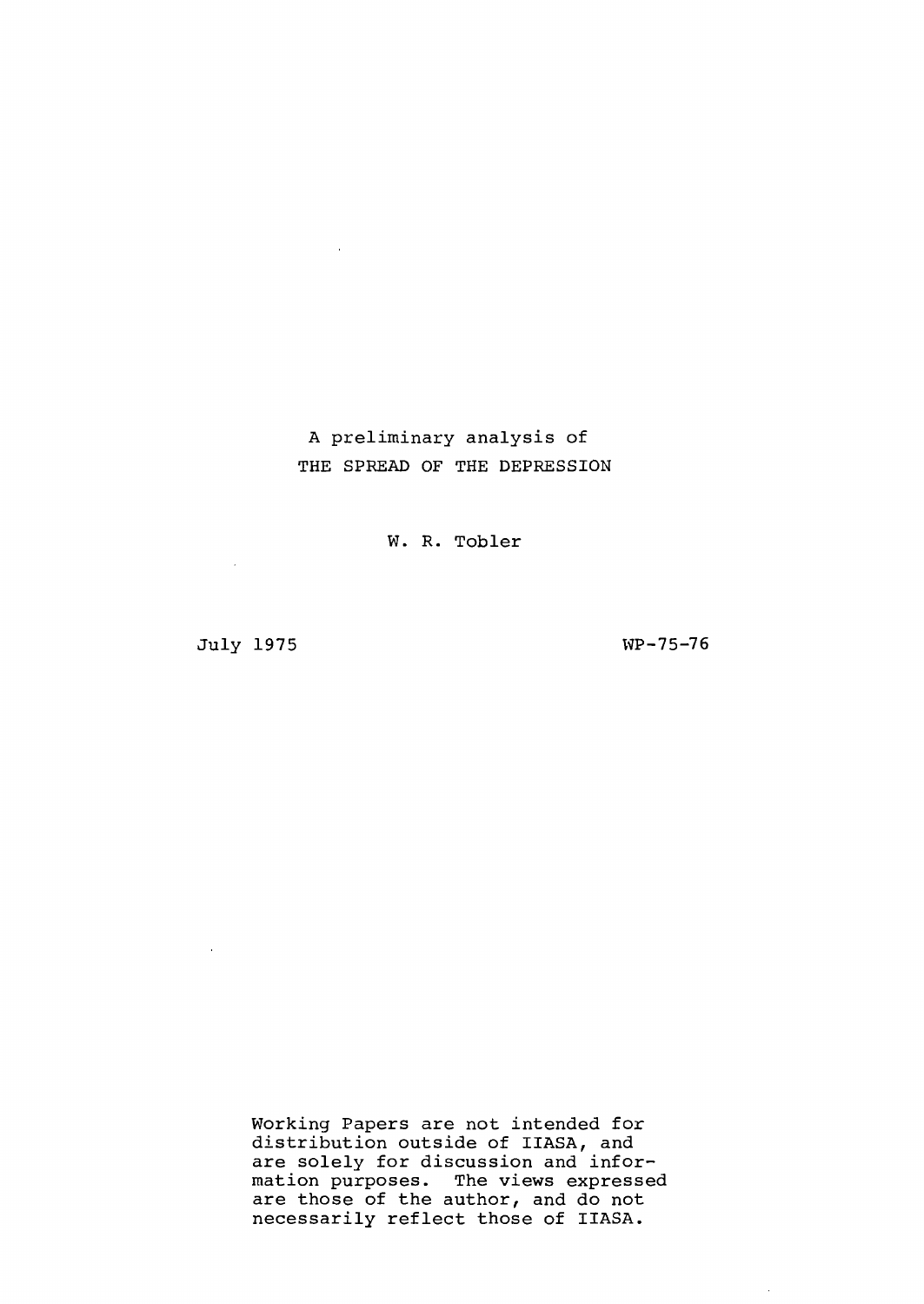# A preliminary analysis of THE SPREAD OF THE DEPRESSION

W. R. Tobler

July 1975

WP-75-76

Working Papers are not intended for distribution outside of IIASA, and are solely for discussion and information purposes. The views expressed are those of the author, and do not necessarily reflect those of IIASA.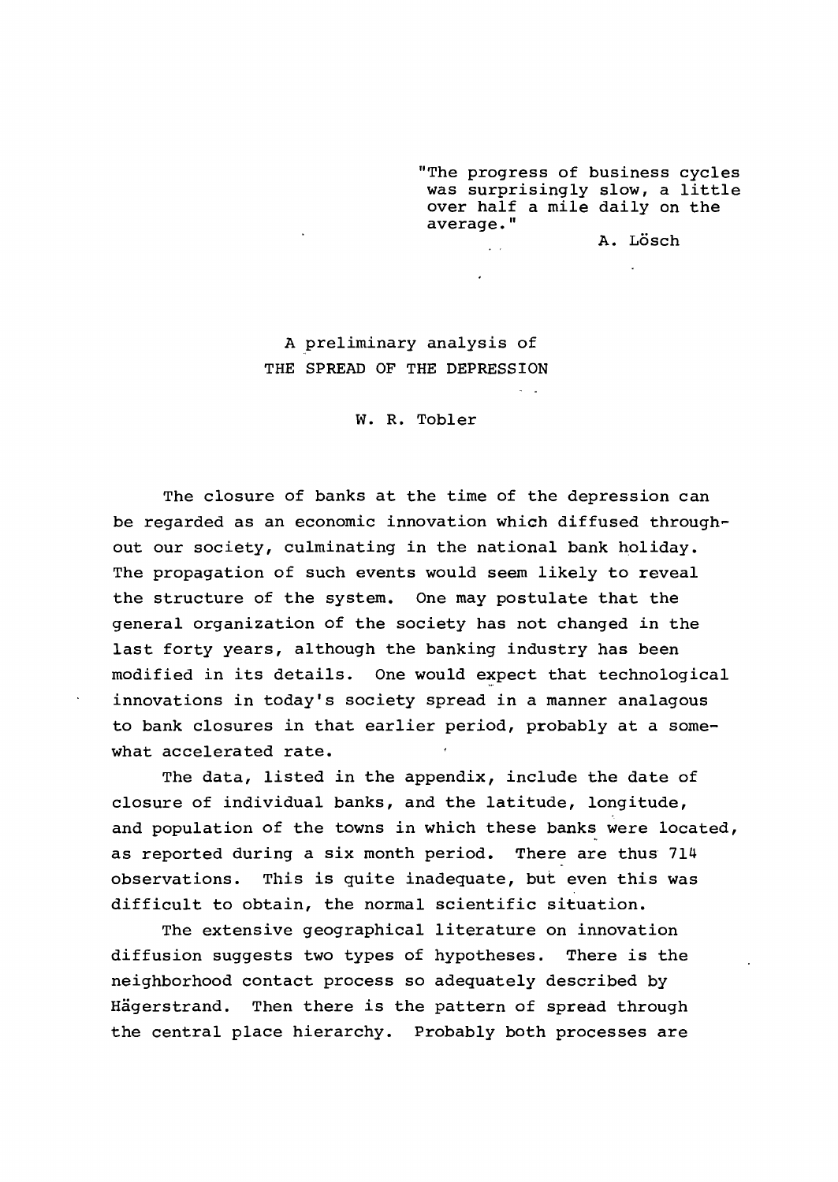> "The progress of business cycles was surprisingly slow, a little over half a mile daily on the average."
>
> A. Lösch

# A preliminary analysis of THE SPREAD OF THE DEPRESSION

W. R. Tobler

The closure of banks at the time of the depression can be regarded as an economic innovation which diffused throughout our society, culminating in the national bank holiday. The propagation of such events would seem likely to reveal the structure of the system. One may postulate that the general organization of the society has not changed in the last forty years, although the banking industry has been modified in its details. One would expect that technological innovations in today's society spread in a manner analagous to bank closures in that earlier period, probably at a somewhat accelerated rate.

The data, listed in the appendix, include the date of closure of individual banks, and the latitude, longitude, and population of the towns in which these banks were located, as reported during a six month period. There are thus 714 observations. This is quite inadequate, but even this was difficult to obtain, the normal scientific situation.

The extensive geographical literature on innovation diffusion suggests two types of hypotheses. There is the neighborhood contact process so adequately described by Hägerstrand. Then there is the pattern of spread through the central place hierarchy. Probably both processes are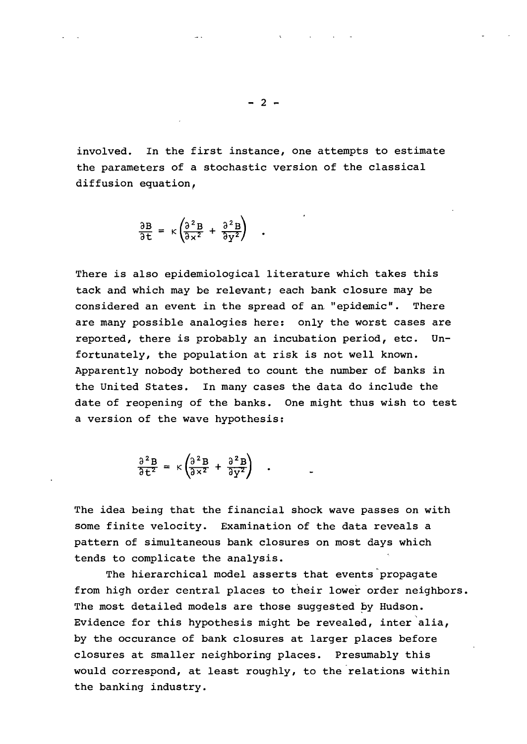involved. In the first instance, one attempts to estimate the parameters of a stochastic version of the classical diffusion equation,

$$\frac{\partial B}{\partial t} = \kappa\left(\frac{\partial^2 B}{\partial x^2} + \frac{\partial^2 B}{\partial y^2}\right) \quad .$$

There is also epidemiological literature which takes this tack and which may be relevant; each bank closure may be considered an event in the spread of an "epidemic". There are many possible analogies here: only the worst cases are reported, there is probably an incubation period, etc. Unfortunately, the population at risk is not well known. Apparently nobody bothered to count the number of banks in the United States. In many cases the data do include the date of reopening of the banks. One might thus wish to test a version of the wave hypothesis:

$$\frac{\partial^2 B}{\partial t^2} = \kappa\left(\frac{\partial^2 B}{\partial x^2} + \frac{\partial^2 B}{\partial y^2}\right) \quad .$$

The idea being that the financial shock wave passes on with some finite velocity. Examination of the data reveals a pattern of simultaneous bank closures on most days which tends to complicate the analysis.

The hierarchical model asserts that events propagate from high order central places to their lower order neighbors. The most detailed models are those suggested by Hudson. Evidence for this hypothesis might be revealed, inter alia, by the occurance of bank closures at larger places before closures at smaller neighboring places. Presumably this would correspond, at least roughly, to the relations within the banking industry.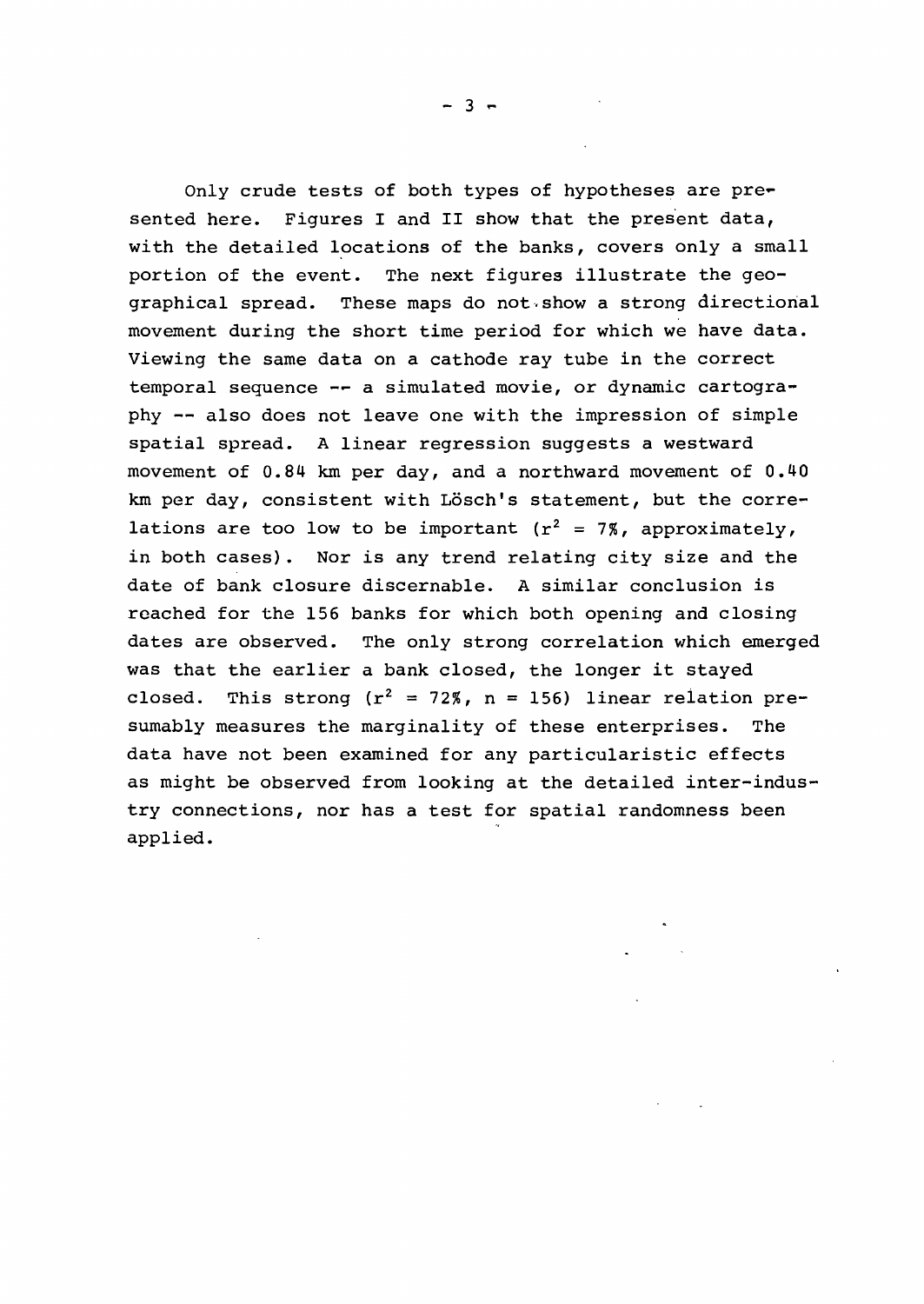Only crude tests of both types of hypotheses are presented here. Figures I and II show that the present data, with the detailed locations of the banks, covers only a small portion of the event. The next figures illustrate the geographical spread. These maps do not show a strong directional movement during the short time period for which we have data. Viewing the same data on a cathode ray tube in the correct temporal sequence -- a simulated movie, or dynamic cartography -- also does not leave one with the impression of simple spatial spread. A linear regression suggests a westward movement of 0.84 km per day, and a northward movement of 0.40 km per day, consistent with Lösch's statement, but the correlations are too low to be important ($r^2 = 7\%$, approximately, in both cases). Nor is any trend relating city size and the date of bank closure discernable. A similar conclusion is reached for the 156 banks for which both opening and closing dates are observed. The only strong correlation which emerged was that the earlier a bank closed, the longer it stayed closed. This strong ($r^2 = 72\%$, $n = 156$) linear relation presumably measures the marginality of these enterprises. The data have not been examined for any particularistic effects as might be observed from looking at the detailed inter-industry connections, nor has a test for spatial randomness been applied.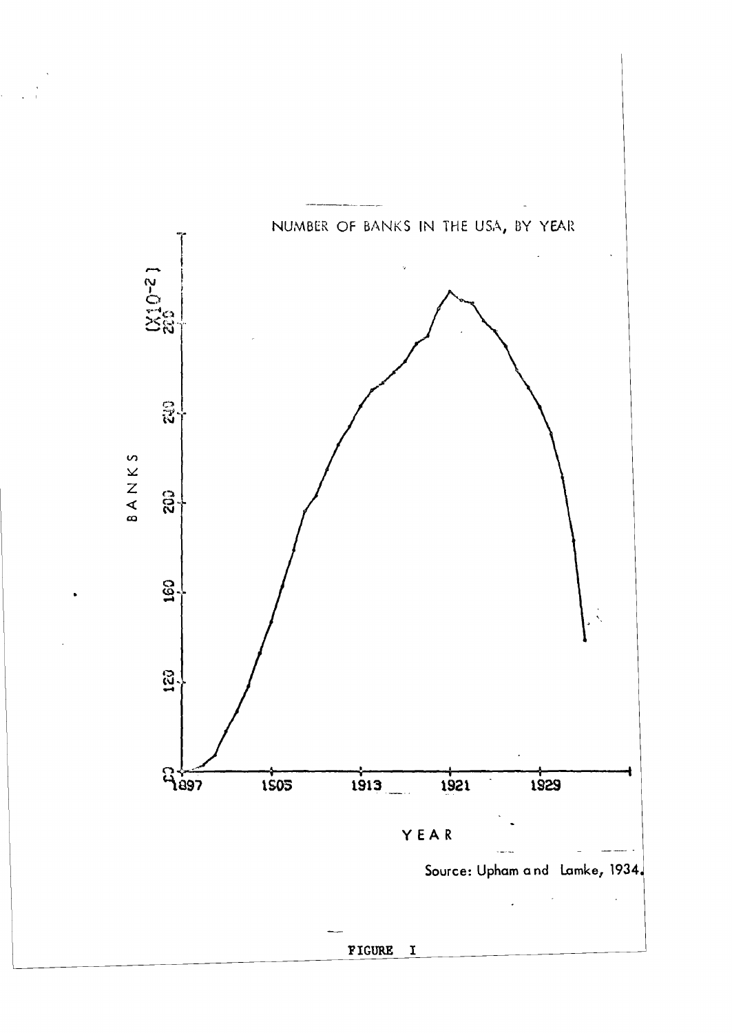NUMBER OF BANKS IN THE USA, BY YEAR

(X10-2)

BANKS

YEAR

Source: Upham and Lamke, 1934.

FIGURE I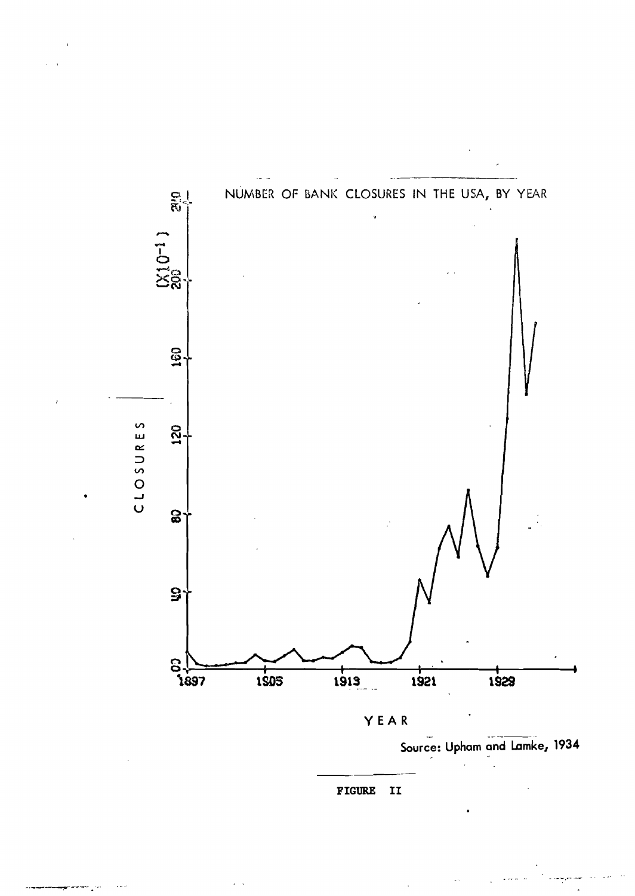NUMBER OF BANK CLOSURES IN THE USA, BY YEAR

Source: Upham and Lamke, 1934

FIGURE II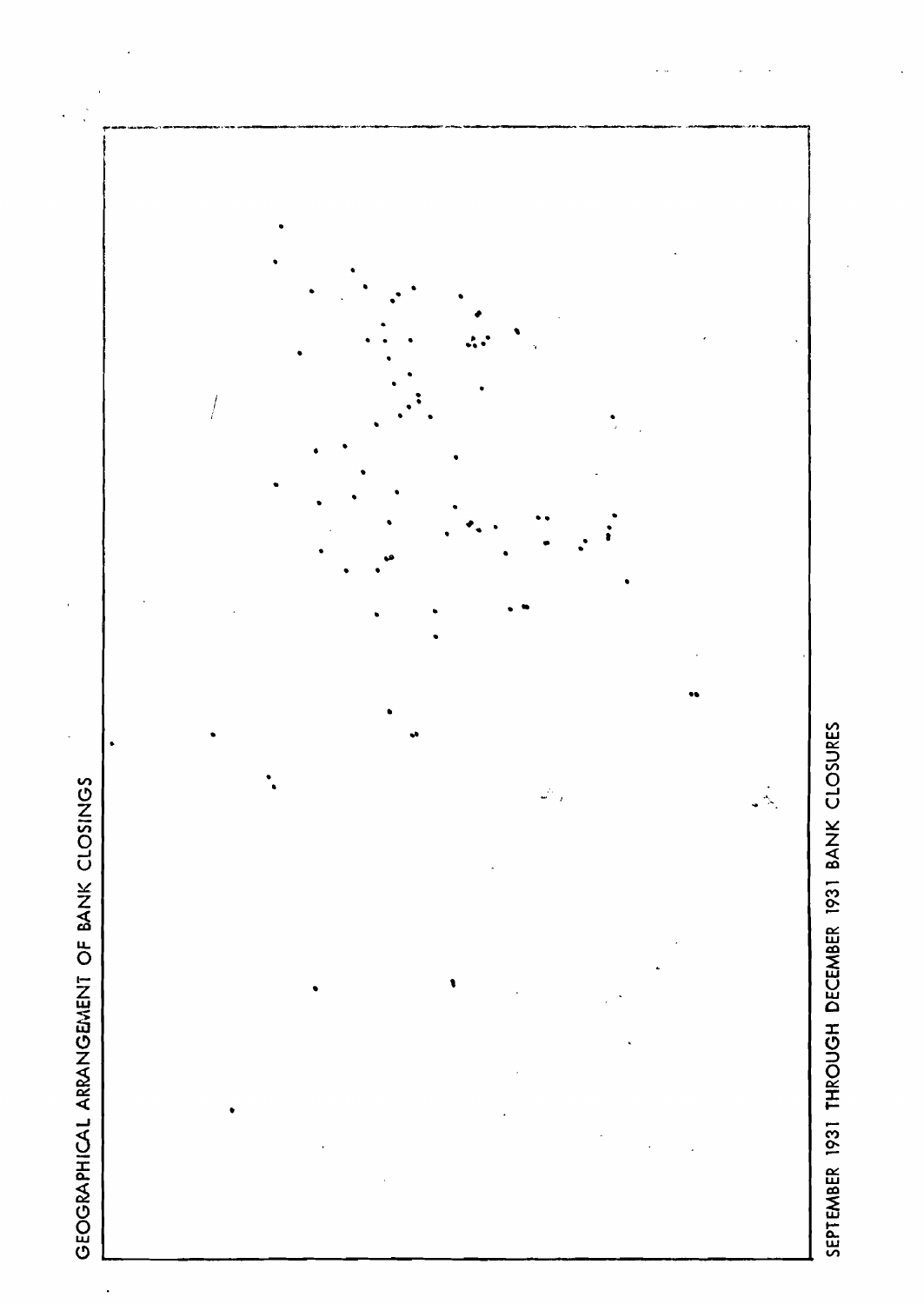GEOGRAPHICAL ARRANGEMENT OF BANK CLOSINGS

SEPTEMBER 1931 THROUGH DECEMBER 1931 BANK CLOSURES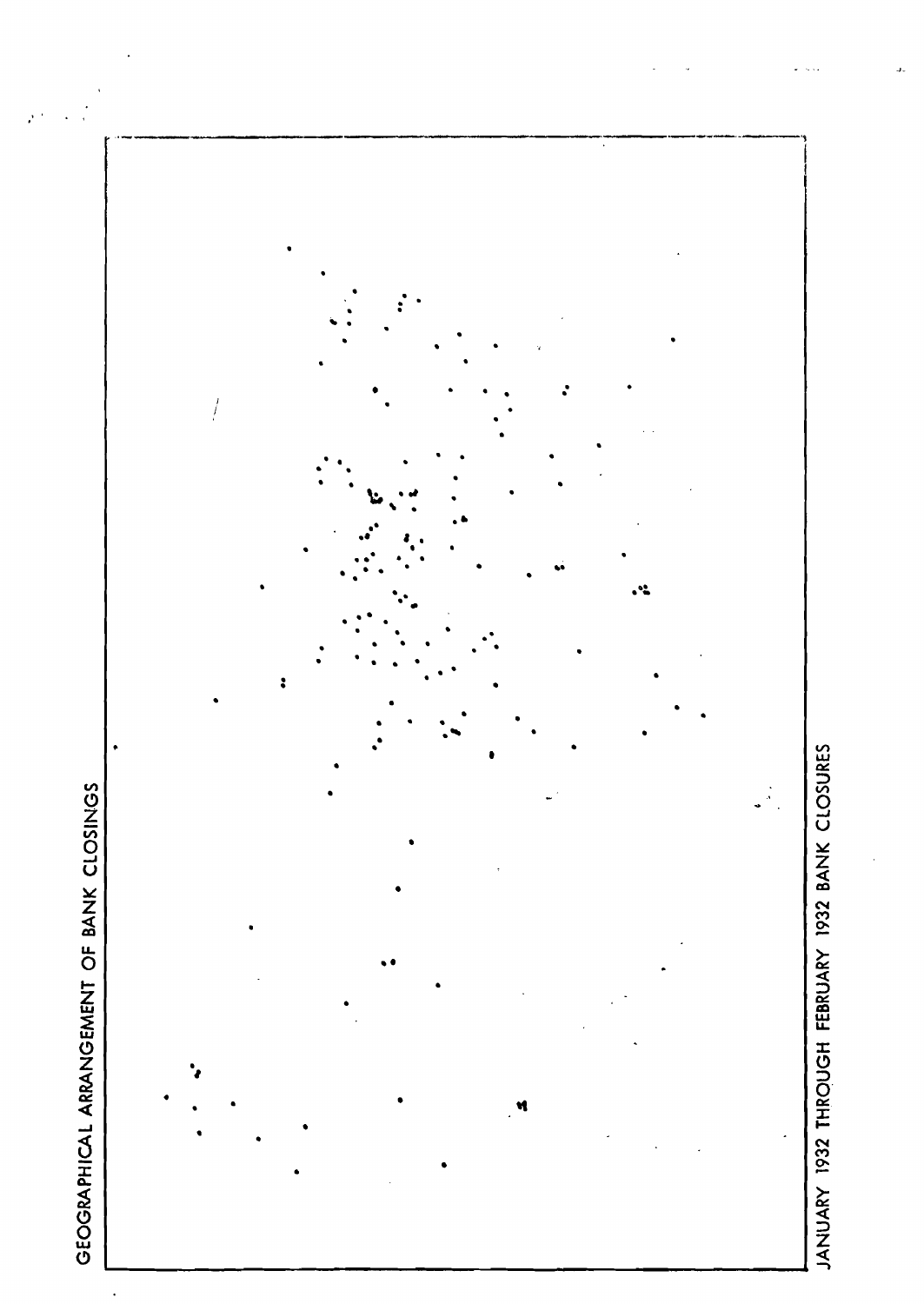GEOGRAPHICAL ARRANGEMENT OF BANK CLOSINGS

JANUARY 1932 THROUGH FEBRUARY 1932 BANK CLOSURES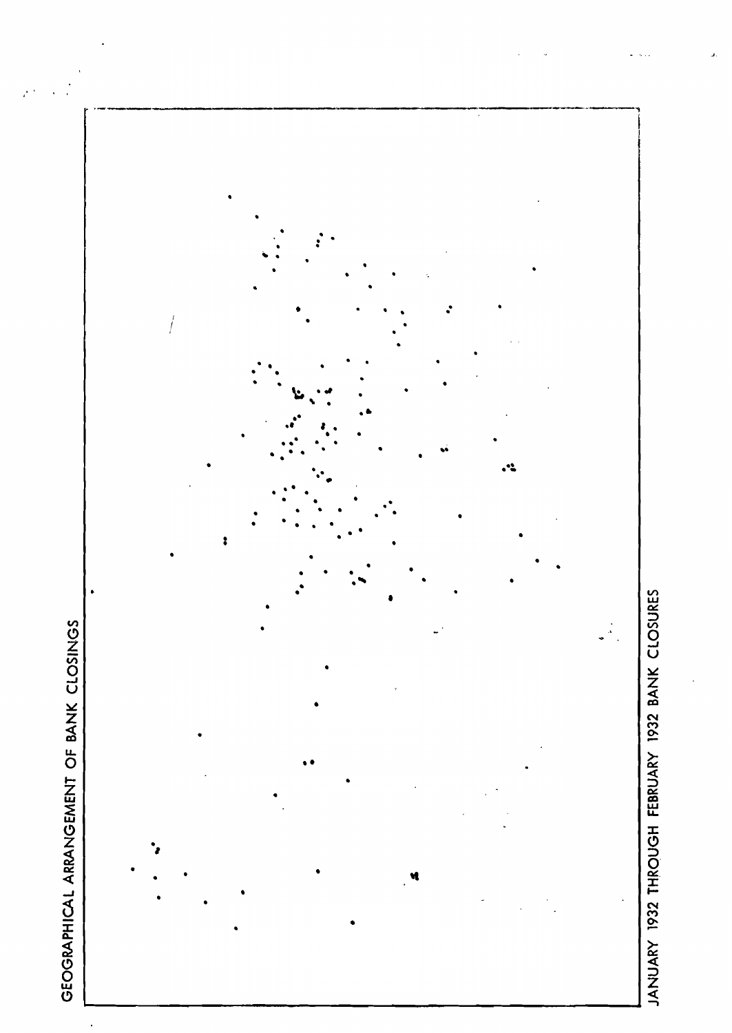GEOGRAPHICAL ARRANGEMENT OF BANK CLOSINGS

JANUARY 1932 THROUGH FEBRUARY 1932 BANK CLOSURES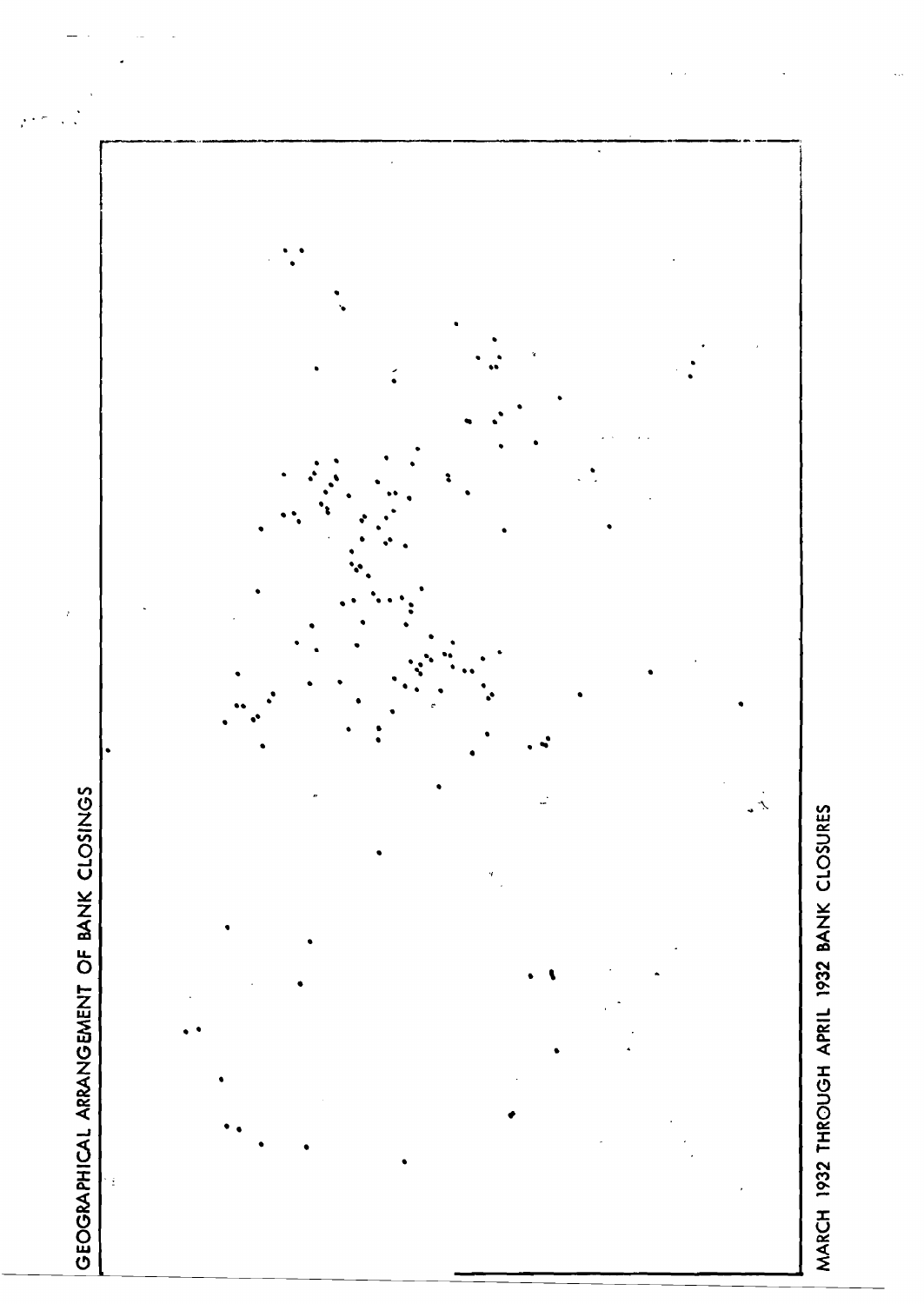GEOGRAPHICAL ARRANGEMENT OF BANK CLOSINGS

MARCH 1932 THROUGH APRIL 1932 BANK CLOSURES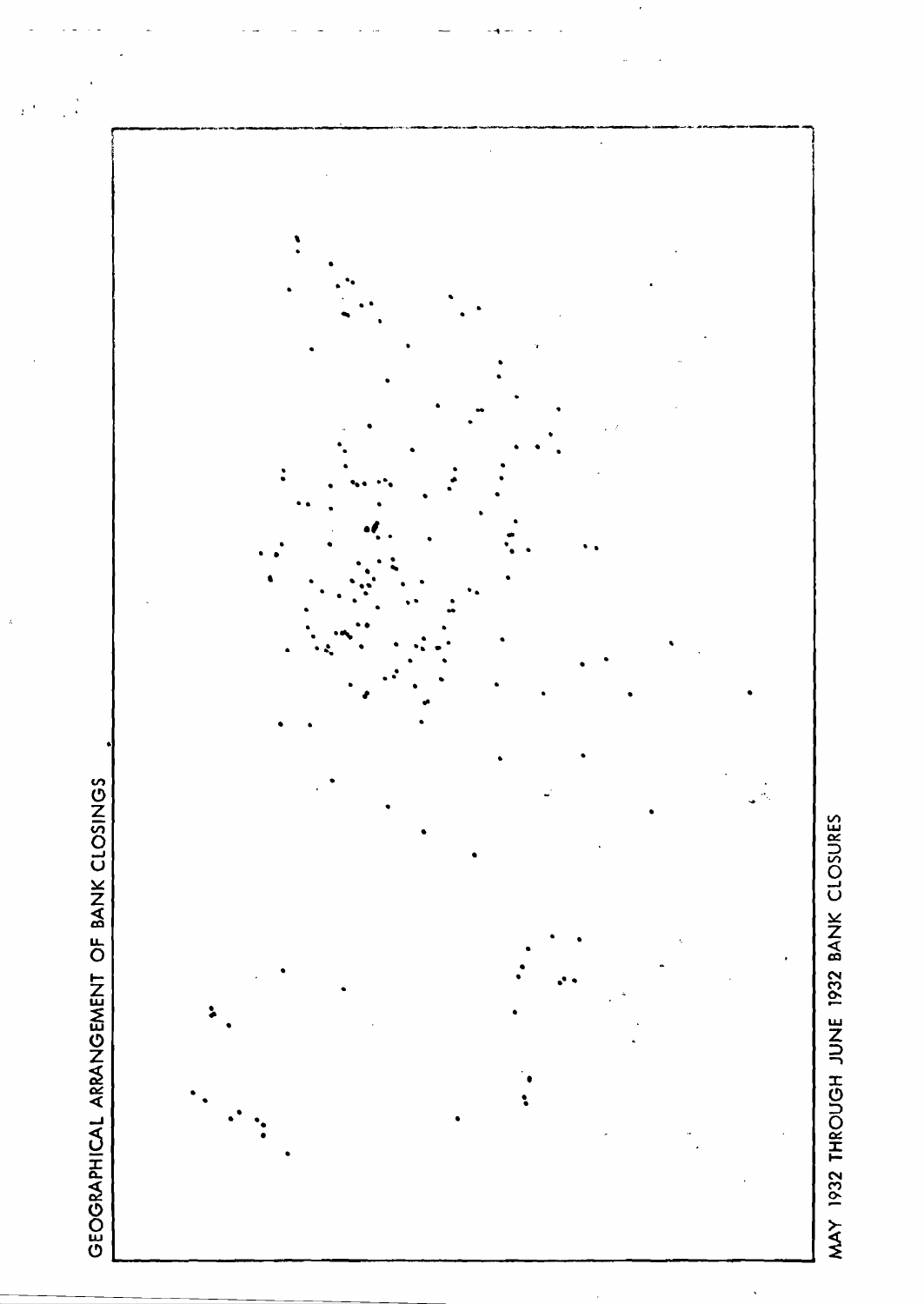GEOGRAPHICAL ARRANGEMENT OF BANK CLOSINGS

MAY 1932 THROUGH JUNE 1932 BANK CLOSURES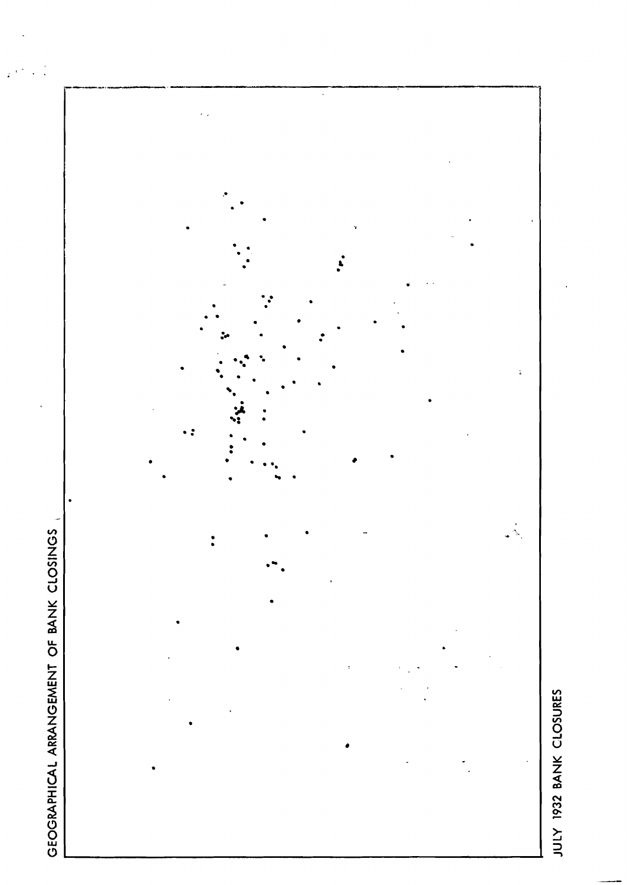GEOGRAPHICAL ARRANGEMENT OF BANK CLOSINGS

JULY 1932 BANK CLOSURES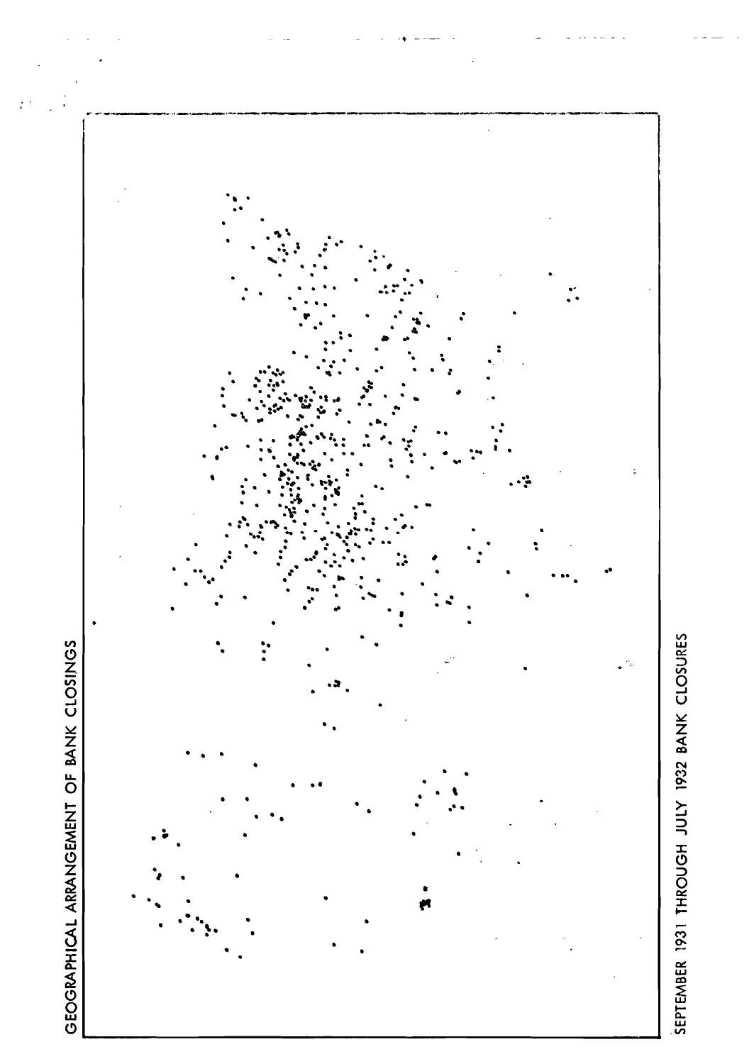GEOGRAPHICAL ARRANGEMENT OF BANK CLOSINGS

SEPTEMBER 1931 THROUGH JULY 1932 BANK CLOSURES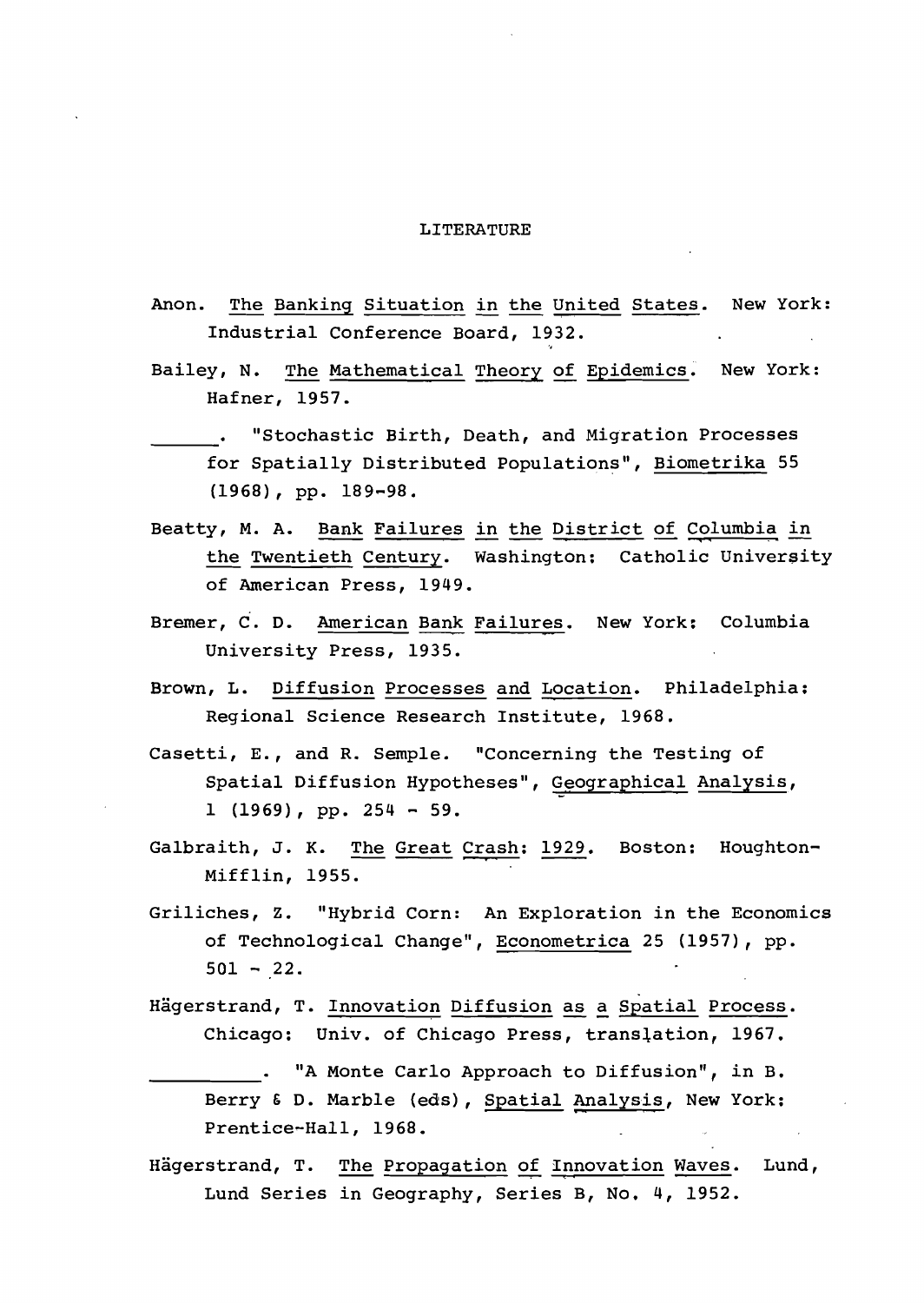# LITERATURE

Anon. The Banking Situation in the United States. New York: Industrial Conference Board, 1932.

Bailey, N. The Mathematical Theory of Epidemics. New York: Hafner, 1957.

______. "Stochastic Birth, Death, and Migration Processes for Spatially Distributed Populations", Biometrika 55 (1968), pp. 189-98.

Beatty, M. A. Bank Failures in the District of Columbia in the Twentieth Century. Washington: Catholic University of American Press, 1949.

Bremer, C. D. American Bank Failures. New York: Columbia University Press, 1935.

Brown, L. Diffusion Processes and Location. Philadelphia: Regional Science Research Institute, 1968.

Casetti, E., and R. Semple. "Concerning the Testing of Spatial Diffusion Hypotheses", Geographical Analysis, 1 (1969), pp. 254 - 59.

Galbraith, J. K. The Great Crash: 1929. Boston: Houghton-Mifflin, 1955.

Griliches, Z. "Hybrid Corn: An Exploration in the Economics of Technological Change", Econometrica 25 (1957), pp. 501 - 22.

Hägerstrand, T. Innovation Diffusion as a Spatial Process. Chicago: Univ. of Chicago Press, translation, 1967.

__________. "A Monte Carlo Approach to Diffusion", in B. Berry & D. Marble (eds), Spatial Analysis, New York: Prentice-Hall, 1968.

Hägerstrand, T. The Propagation of Innovation Waves. Lund, Lund Series in Geography, Series B, No. 4, 1952.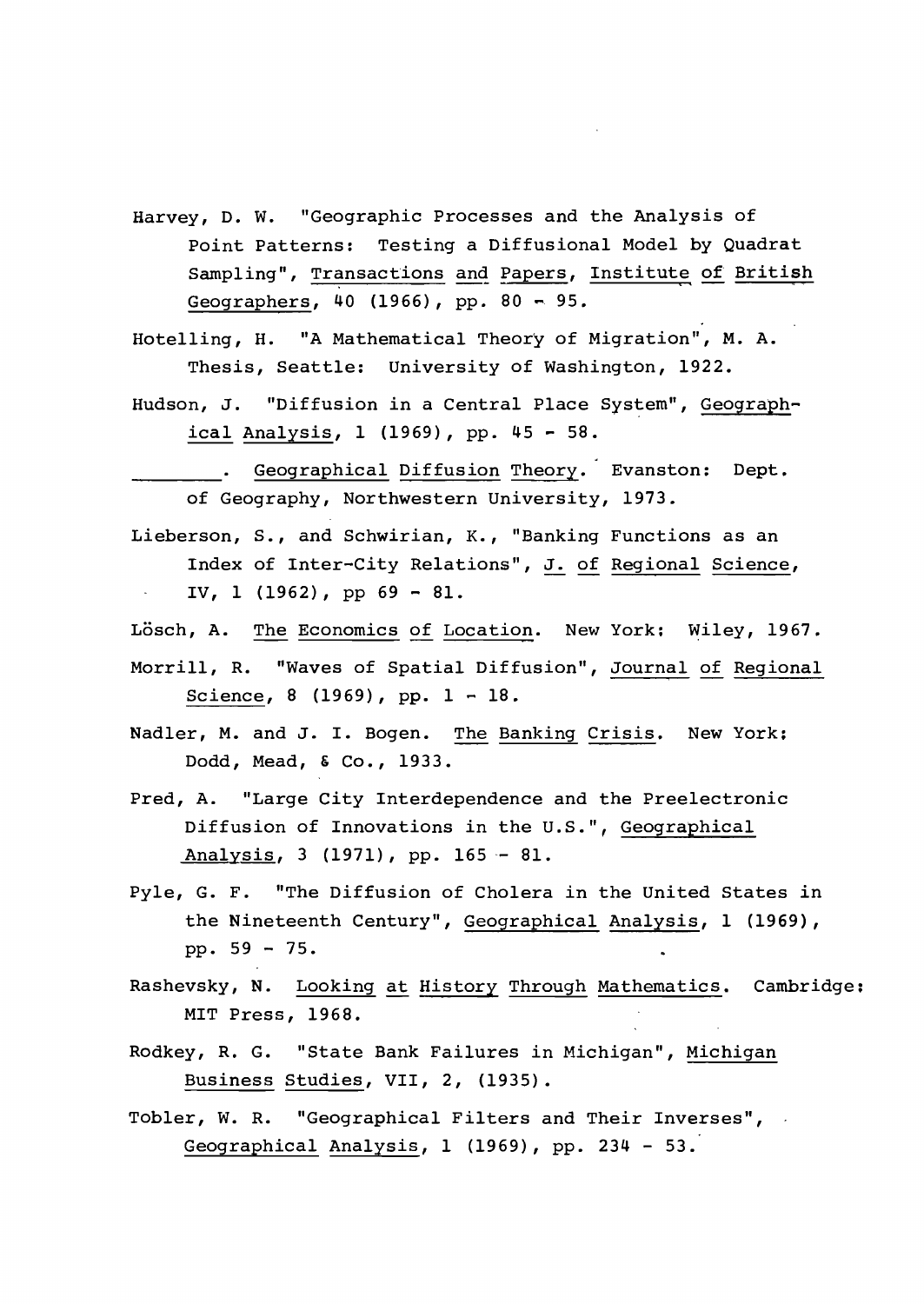Harvey, D. W. "Geographic Processes and the Analysis of Point Patterns: Testing a Diffusional Model by Quadrat Sampling", Transactions and Papers, Institute of British Geographers, 40 (1966), pp. 80 - 95.

Hotelling, H. "A Mathematical Theory of Migration", M. A. Thesis, Seattle: University of Washington, 1922.

Hudson, J. "Diffusion in a Central Place System", Geographical Analysis, 1 (1969), pp. 45 - 58.

________. Geographical Diffusion Theory. Evanston: Dept. of Geography, Northwestern University, 1973.

Lieberson, S., and Schwirian, K., "Banking Functions as an Index of Inter-City Relations", J. of Regional Science, IV, 1 (1962), pp 69 - 81.

Lösch, A. The Economics of Location. New York: Wiley, 1967.

Morrill, R. "Waves of Spatial Diffusion", Journal of Regional Science, 8 (1969), pp. 1 - 18.

Nadler, M. and J. I. Bogen. The Banking Crisis. New York: Dodd, Mead, & Co., 1933.

Pred, A. "Large City Interdependence and the Preelectronic Diffusion of Innovations in the U.S.", Geographical Analysis, 3 (1971), pp. 165 - 81.

Pyle, G. F. "The Diffusion of Cholera in the United States in the Nineteenth Century", Geographical Analysis, 1 (1969), pp. 59 - 75.

Rashevsky, N. Looking at History Through Mathematics. Cambridge: MIT Press, 1968.

Rodkey, R. G. "State Bank Failures in Michigan", Michigan Business Studies, VII, 2, (1935).

Tobler, W. R. "Geographical Filters and Their Inverses", Geographical Analysis, 1 (1969), pp. 234 - 53.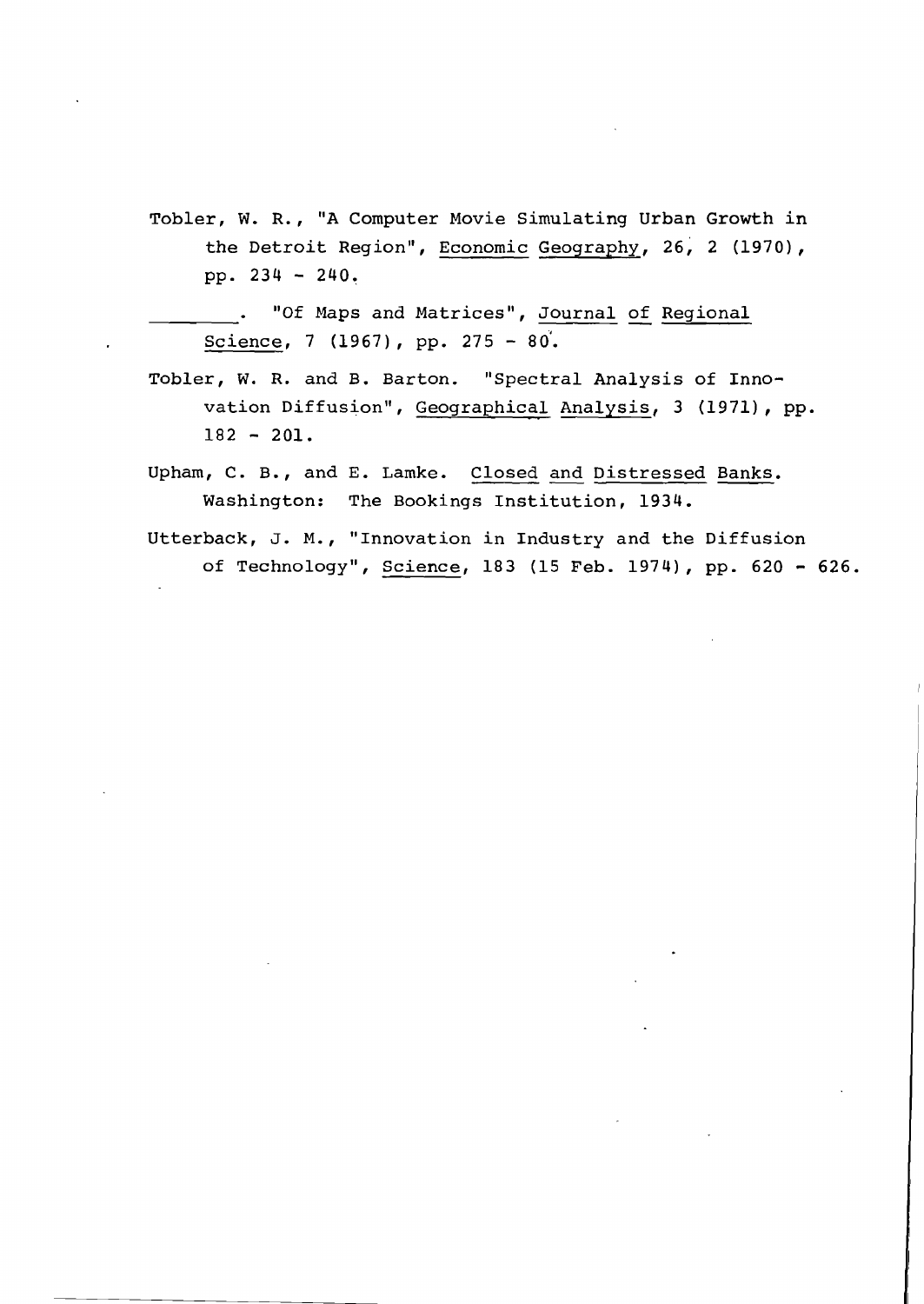Tobler, W. R., "A Computer Movie Simulating Urban Growth in the Detroit Region", Economic Geography, 26, 2 (1970), pp. 234 - 240.

________. "Of Maps and Matrices", Journal of Regional Science, 7 (1967), pp. 275 - 80.

Tobler, W. R. and B. Barton. "Spectral Analysis of Innovation Diffusion", Geographical Analysis, 3 (1971), pp. 182 - 201.

Upham, C. B., and E. Lamke. Closed and Distressed Banks. Washington: The Bookings Institution, 1934.

Utterback, J. M., "Innovation in Industry and the Diffusion of Technology", Science, 183 (15 Feb. 1974), pp. 620 - 626.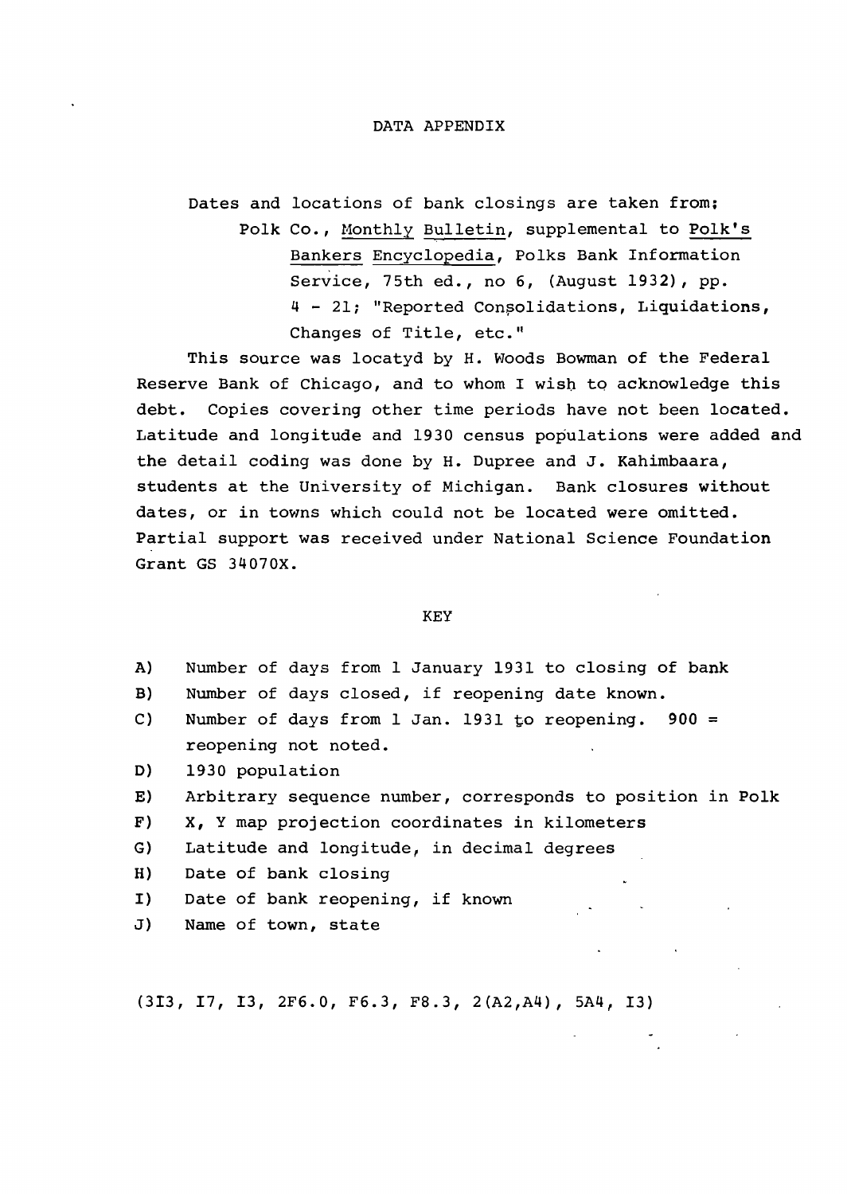# DATA APPENDIX

Dates and locations of bank closings are taken from:

Polk Co., Monthly Bulletin, supplemental to Polk's Bankers Encyclopedia, Polks Bank Information Service, 75th ed., no 6, (August 1932), pp. 4 - 21; "Reported Consolidations, Liquidations, Changes of Title, etc."

This source was locatyd by H. Woods Bowman of the Federal Reserve Bank of Chicago, and to whom I wish to acknowledge this debt. Copies covering other time periods have not been located. Latitude and longitude and 1930 census populations were added and the detail coding was done by H. Dupree and J. Kahimbaara, students at the University of Michigan. Bank closures without dates, or in towns which could not be located were omitted. Partial support was received under National Science Foundation Grant GS 34070X.

## KEY

- A) Number of days from 1 January 1931 to closing of bank
- B) Number of days closed, if reopening date known.
- C) Number of days from 1 Jan. 1931 to reopening. 900 = reopening not noted.
- D) 1930 population
- E) Arbitrary sequence number, corresponds to position in Polk
- F) X, Y map projection coordinates in kilometers
- G) Latitude and longitude, in decimal degrees
- H) Date of bank closing
- I) Date of bank reopening, if known
- J) Name of town, state

```
(3I3, I7, I3, 2F6.0, F6.3, F8.3, 2(A2,A4), 5A4, I3)
```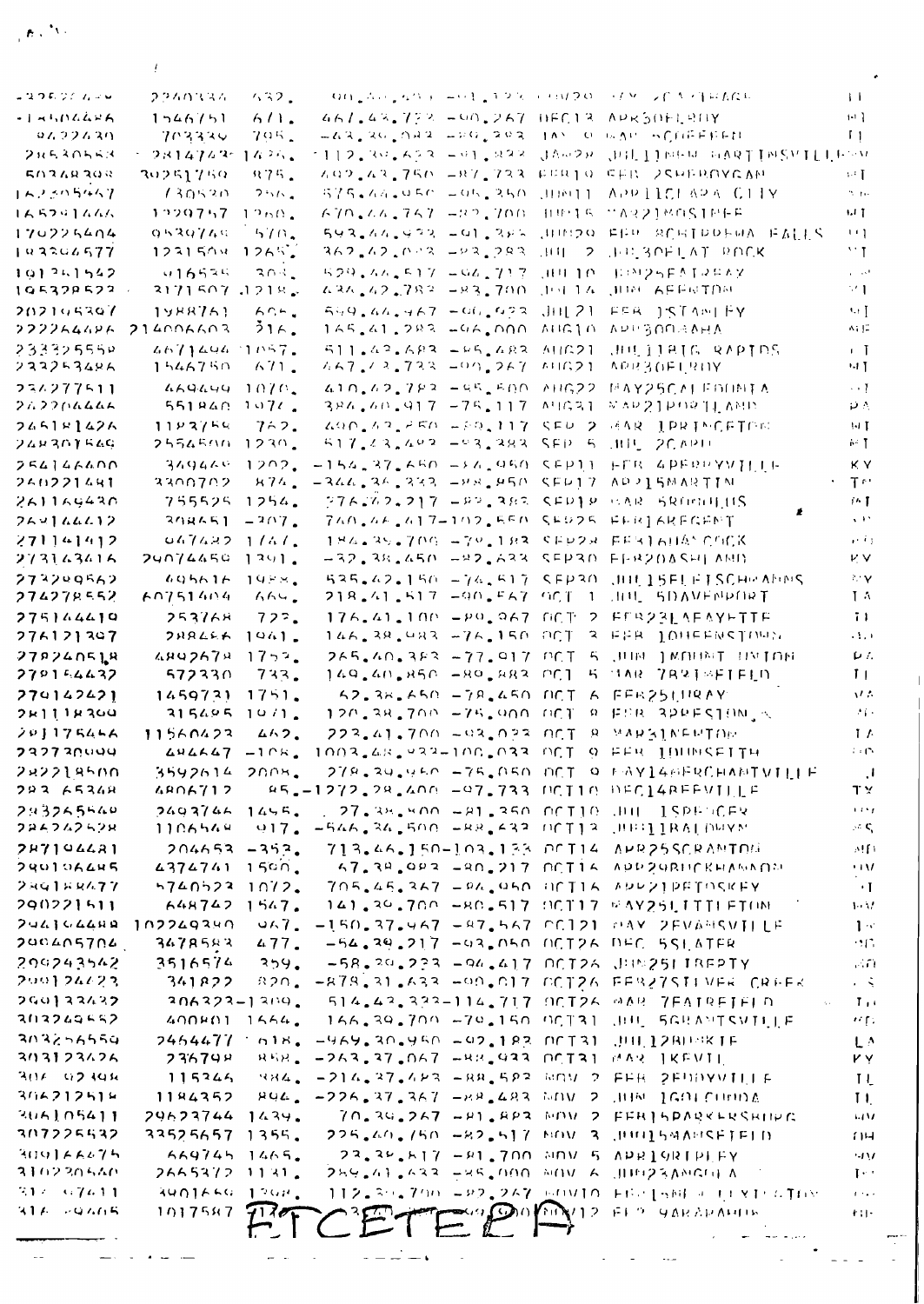| | | | | | | | |
|---|---|---|---|---|---|---|---|
| 42952 | 2240334 | 632. | 00.40.451 -91.123 | NOV20 | SEP 2CA | THAGE | IL |
| 18404486 | 1546751 | 671. | 467.43.733 -90.267 | DEC13 | APR30 | ELROY | WI |
| 9422430 | 703339 | 795. | -43.36.082 -89.293 | JAN | 0 MAR | SCHEFFEN | IL |
| 28530588 | 2814747 | 1436. | 112.39.623 -91.822 | JAN28 | JUL11 | NEW HARTINSVILLE | WV |
| 50348308 | 30251750 | 875. | 492.43.750 -87.733 | FEB10 | FEB | 2SHEBOYGAN | WI |
| 162305467 | 730520 | 256. | 575.44.950 -95.350 | JUN11 | APR11 | CLARA CITY | MN |
| 165291446 | 1229757 | 1260. | 670.44.767 -89.700 | JUN15 | MAR21 | MOSINEE | WI |
| 170225404 | 0530749 | 570. | 593.44.933 -91.385 | JUN20 | FEB | 8CHIPPEWA FALLS | WI |
| 183304577 | 1231500 | 1265. | 362.42.083 -93.283 | JUL 2 | JUL30 | FLAT ROCK | MI |
| 191341542 | 916535 | 303. | 529.44.517 -94.717 | JUL10 | FEB25 | FAIRFAX | MN |
| 195328522 | 3171507 | 1218. | 434.42.783 -83.700 | JUL14 | JUN | 6FENTON | MI |
| 202105307 | 1988761 | 606. | 599.44.467 -90.033 | JUL21 | FEB | 1STANLEY | WI |
| 222264486 | 214006603 | 216. | 165.41.283 -96.000 | AUG10 | APR30 | OMAHA | NE |
| 233325558 | 4671494 | 1057. | 511.42.683 -85.483 | AUG21 | JUL11 | BIG RAPIDS | MI |
| 233253486 | 1546750 | 671. | 467.43.733 -90.267 | AUG21 | APR30 | ELROY | WI |
| 234277511 | 469499 | 1070. | 410.42.783 -95.500 | AUG22 | MAY25 | CALEDONIA | MI |
| 242204444 | 551840 | 1074. | 384.40.917 -75.117 | AUG31 | MAR21 | PORTLAND | PA |
| 246181426 | 1183758 | 762. | 490.43.850 -89.117 | SEP 2 | MAR | 1PRINCETON | WI |
| 248301549 | 2554500 | 1230. | 517.43.492 -93.383 | SEP 5 | JUL | 2CARD | MI |
| 254146600 | 349449 | 1202. | -154.37.450 -84.950 | SEP11 | FEB | 4PERRYVILLE | KY |
| 260221481 | 3300702 | 874. | -344.36.333 -88.850 | SEP17 | APR15 | MARTIN | TN |
| 261169430 | 755525 | 1254. | 276.42.217 -89.383 | SEP18 | MAR | 5ROSCOE/US | MI |
| 269144412 | 308451 | -307. | 740.44.417-102.550 | SEP25 | FEB16 | REGENT | ND |
| 271141412 | 047482 | 1747. | 184.35.700 -79.183 | SEP28 | FEB16 | HAY COCK | NC |
| 273143416 | 29074450 | 1391. | -32.38.450 -82.633 | SEP30 | FEB20 | ASHLAND | KY |
| 273289562 | 495616 | 1988. | 535.42.150 -74.517 | SEP30 | JUL15 | FLEISCHMANNS | NY |
| 274278552 | 60751404 | 666. | 218.41.517 -90.567 | OCT 1 | JUL | 5DAVENPORT | IA |
| 275144410 | 253768 | 722. | 176.41.100 -89.967 | OCT 2 | FEB23 | LAFAYETTE | IL |
| 276121307 | 288466 | 1961. | 146.38.983 -76.150 | OCT 3 | FEB | 10HEENSTOWN | MD |
| 278240518 | 4892678 | 1752. | 265.40.383 -77.917 | OCT 5 | JUN | 1MOUNT UNION | PA |
| 278154432 | 572330 | 733. | 149.40.850 -89.883 | OCT 5 | MAR | 7BRIMFIELD | IL |
| 279142421 | 1459731 | 1751. | 52.38.650 -78.450 | OCT 6 | FEB25 | LURAY | VA |
| 281118300 | 315495 | 1071. | 120.38.700 -75.900 | OCT 8 | FEB | 3PRESTON | MD |
| 281175456 | 11560423 | 462. | 223.41.700 -93.033 | OCT 8 | MAR31 | NEWTON | IA |
| 282730009 | 494647 | -108. | 1003.48.933-100.033 | OCT 9 | FEB | 10HNSETTH | ND |
| 282218500 | 3592614 | 2008. | 278.39.950 -75.050 | OCT 9 | MAY14 | ORCHANTVILLE | NJ |
| 283 65348 | 4806712 | 85. | -1272.28.400 -97.733 | OCT10 | DEC14 | BEEVILLE | TX |
| 283265540 | 2493746 | 1455. | 27.38.800 -81.350 | OCT10 | JUL | 1SPENCER | WV |
| 284242528 | 1106548 | 917. | -546.34.500 -88.633 | OCT13 | JUN11 | BALDWYN | MS |
| 287194481 | 204653 | -353. | 713.46.150-103.133 | OCT14 | APR25 | SCRANTON | ND |
| 289196485 | 4374741 | 1500. | 67.39.083 -80.217 | OCT16 | APR29 | BUCKHANNON | WV |
| 289188477 | 5740523 | 1072. | 705.45.367 -84.950 | OCT16 | APR21 | PETOSKEY | MI |
| 290221511 | 648742 | 1547. | 141.39.700 -80.517 | OCT17 | MAY25 | LITTLETON | WV |
| 294164488 | 102249380 | 967. | -150.37.967 -87.567 | OCT21 | MAY | 2EVANSVILLE | IN |
| 299405704 | 3478583 | 477. | -54.39.217 -93.050 | OCT26 | DEC | 5SLATER | MO |
| 299243542 | 3516574 | 359. | -58.39.233 -94.417 | OCT26 | JUN25 | LIBERTY | MO |
| 299124423 | 341822 | 820. | -878.31.633 -99.017 | OCT26 | FEB27 | SILVER CREEK | MS |
| 299133432 | 306323 | -1309. | 514.43.333-114.717 | OCT26 | MAR | 7FAIRFIELD | ID |
| 303249552 | 400801 | 1664. | 166.39.700 -79.150 | OCT31 | JUL | 5GRANTSVILLE | MD |
| 303256559 | 2464477 | 618. | -969.30.950 -92.183 | OCT31 | JUL12 | BUNKIE | LA |
| 303123426 | 236798 | 858. | -263.37.067 -88.933 | OCT31 | MAR | 1KEVIL | KY |
| 304 02308 | 115346 | 884. | -214.37.483 -88.583 | NOV 2 | FEB | 2EDDYVILLE | IL |
| 306212518 | 1184352 | 894. | -226.37.367 -88.483 | NOV 2 | JUN | 1GOLCONDA | IL |
| 306105411 | 29623744 | 1439. | 70.39.267 -81.883 | NOV 2 | FEB15 | PARKERSBURG | WV |
| 307225532 | 33525657 | 1355. | 225.40.750 -82.517 | NOV 3 | JUN15 | MANSFIELD | OH |
| 309166475 | 669745 | 1465. | 23.38.817 -81.700 | NOV 5 | APR19 | RIPLEY | WV |
| 310230540 | 2665372 | 1131. | 259.41.633 -85.000 | NOV 6 | JUN23 | ANGOLA | IN |
| 31 67411 | 3901669 | 1308. | 112.39.700 -82.267 | NOV10 | FEB | 1NEW LEXINGTON | OH |
| 31 09405 | 1017587 | | | NOV12 | FEB | 9ARABAHR | OH |

FTCETEPA